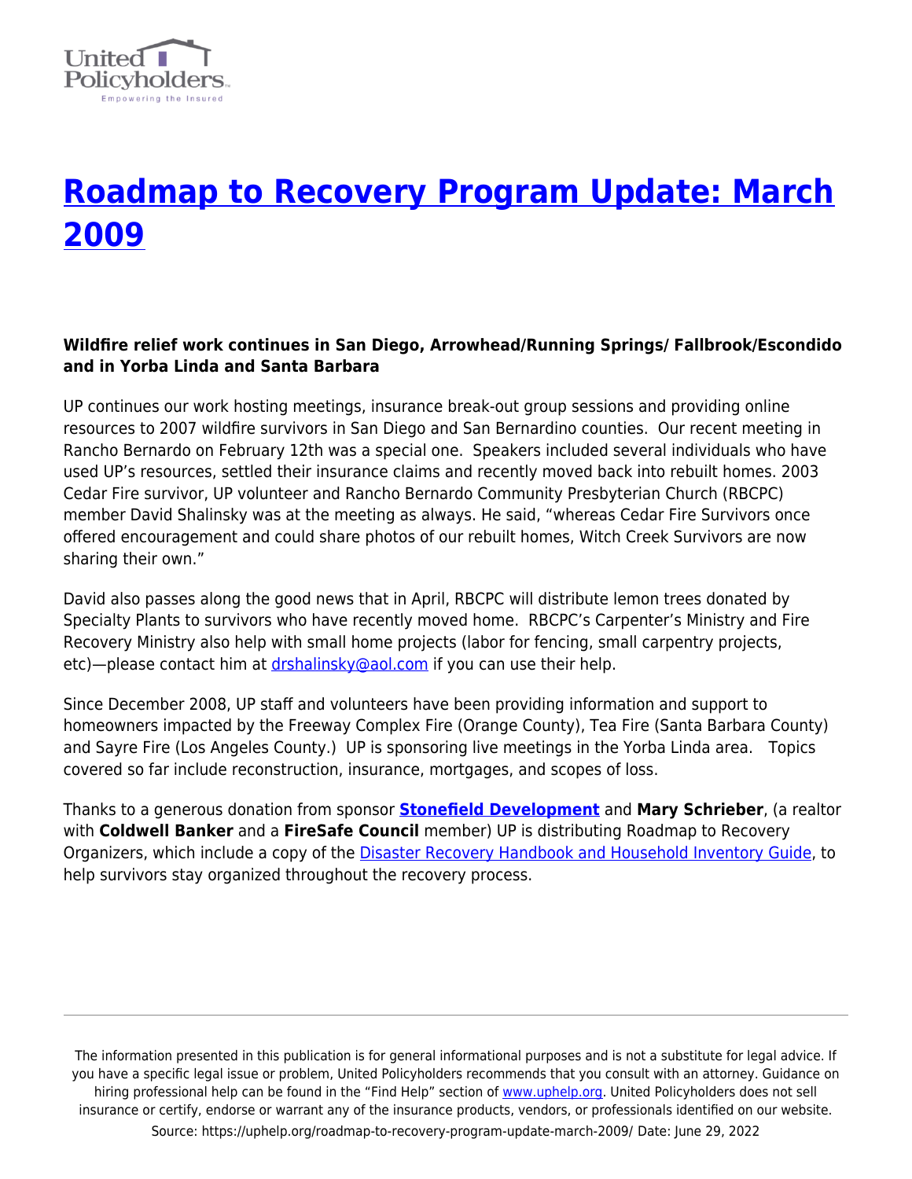# [Roadmap to Recovery Program Update: March 2009](https://uphelp.org/roadmap-to-recovery-program-update-march-2009/)

**Wildfire relief work continues in San Diego, Arrowhead/Running Springs/ Fallbrook/Escondido and in Yorba Linda and Santa Barbara**

UP continues our work hosting meetings, insurance break-out group sessions and providing online resources to 2007 wildfire survivors in San Diego and San Bernardino counties. Our recent meeting in Rancho Bernardo on February 12th was a special one. Speakers included several individuals who have used UP's resources, settled their insurance claims and recently moved back into rebuilt homes. 2003 Cedar Fire survivor, UP volunteer and Rancho Bernardo Community Presbyterian Church (RBCPC) member David Shalinsky was at the meeting as always. He said, "whereas Cedar Fire Survivors once offered encouragement and could share photos of our rebuilt homes, Witch Creek Survivors are now sharing their own."

David also passes along the good news that in April, RBCPC will distribute lemon trees donated by Specialty Plants to survivors who have recently moved home. RBCPC's Carpenter's Ministry and Fire Recovery Ministry also help with small home projects (labor for fencing, small carpentry projects, etc)—please contact him at [drshalinsky@aol.com](mailto:drshalinsky@aol.com) if you can use their help.

Since December 2008, UP staff and volunteers have been providing information and support to homeowners impacted by the Freeway Complex Fire (Orange County), Tea Fire (Santa Barbara County) and Sayre Fire (Los Angeles County.) UP is sponsoring live meetings in the Yorba Linda area. Topics covered so far include reconstruction, insurance, mortgages, and scopes of loss.

Thanks to a generous donation from sponsor **[Stonefield Development]()** and **Mary Schrieber**, (a realtor with **Coldwell Banker** and a **FireSafe Council** member) UP is distributing Roadmap to Recovery Organizers, which include a copy of the [Disaster Recovery Handbook and Household Inventory Guide](), to help survivors stay organized throughout the recovery process.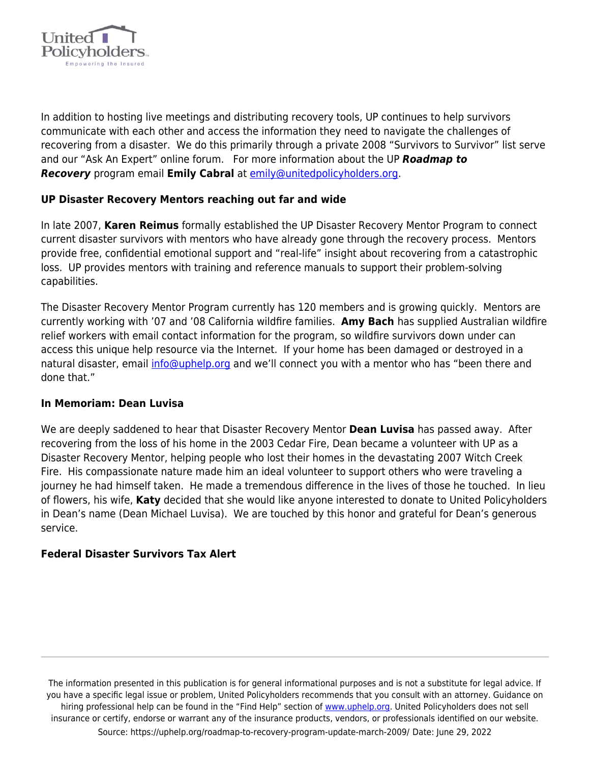In addition to hosting live meetings and distributing recovery tools, UP continues to help survivors communicate with each other and access the information they need to navigate the challenges of recovering from a disaster. We do this primarily through a private 2008 "Survivors to Survivor" list serve and our "Ask An Expert" online forum. For more information about the UP ***Roadmap to Recovery*** program email **Emily Cabral** at emily@unitedpolicyholders.org.

**UP Disaster Recovery Mentors reaching out far and wide**

In late 2007, **Karen Reimus** formally established the UP Disaster Recovery Mentor Program to connect current disaster survivors with mentors who have already gone through the recovery process. Mentors provide free, confidential emotional support and "real-life" insight about recovering from a catastrophic loss. UP provides mentors with training and reference manuals to support their problem-solving capabilities.

The Disaster Recovery Mentor Program currently has 120 members and is growing quickly. Mentors are currently working with '07 and '08 California wildfire families. **Amy Bach** has supplied Australian wildfire relief workers with email contact information for the program, so wildfire survivors down under can access this unique help resource via the Internet. If your home has been damaged or destroyed in a natural disaster, email info@uphelp.org and we'll connect you with a mentor who has "been there and done that."

**In Memoriam: Dean Luvisa**

We are deeply saddened to hear that Disaster Recovery Mentor **Dean Luvisa** has passed away. After recovering from the loss of his home in the 2003 Cedar Fire, Dean became a volunteer with UP as a Disaster Recovery Mentor, helping people who lost their homes in the devastating 2007 Witch Creek Fire. His compassionate nature made him an ideal volunteer to support others who were traveling a journey he had himself taken. He made a tremendous difference in the lives of those he touched. In lieu of flowers, his wife, **Katy** decided that she would like anyone interested to donate to United Policyholders in Dean's name (Dean Michael Luvisa). We are touched by this honor and grateful for Dean's generous service.

**Federal Disaster Survivors Tax Alert**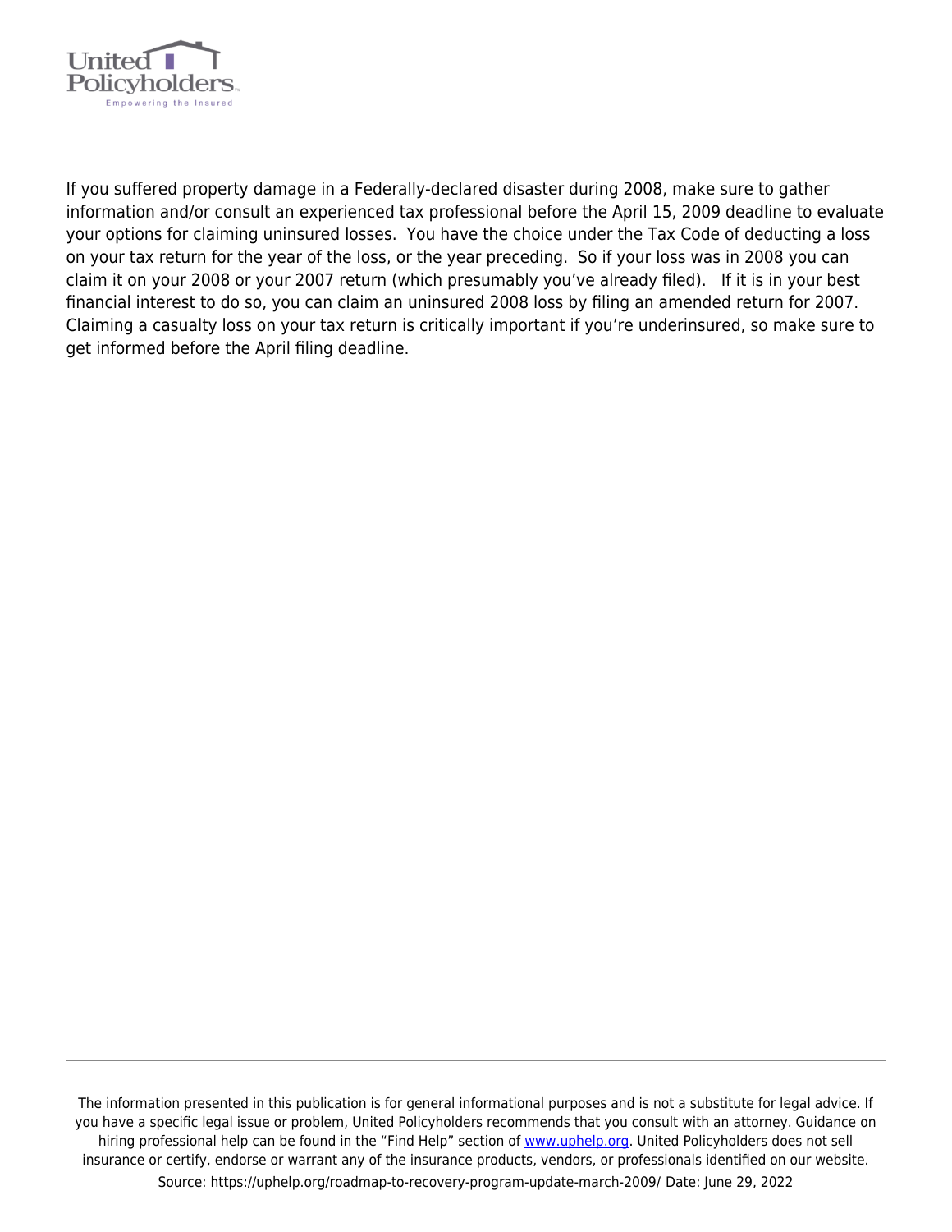If you suffered property damage in a Federally-declared disaster during 2008, make sure to gather information and/or consult an experienced tax professional before the April 15, 2009 deadline to evaluate your options for claiming uninsured losses. You have the choice under the Tax Code of deducting a loss on your tax return for the year of the loss, or the year preceding. So if your loss was in 2008 you can claim it on your 2008 or your 2007 return (which presumably you've already filed). If it is in your best financial interest to do so, you can claim an uninsured 2008 loss by filing an amended return for 2007. Claiming a casualty loss on your tax return is critically important if you're underinsured, so make sure to get informed before the April filing deadline.

---

The information presented in this publication is for general informational purposes and is not a substitute for legal advice. If you have a specific legal issue or problem, United Policyholders recommends that you consult with an attorney. Guidance on hiring professional help can be found in the "Find Help" section of [www.uphelp.org](http://www.uphelp.org). United Policyholders does not sell insurance or certify, endorse or warrant any of the insurance products, vendors, or professionals identified on our website.

Source: https://uphelp.org/roadmap-to-recovery-program-update-march-2009/ Date: June 29, 2022